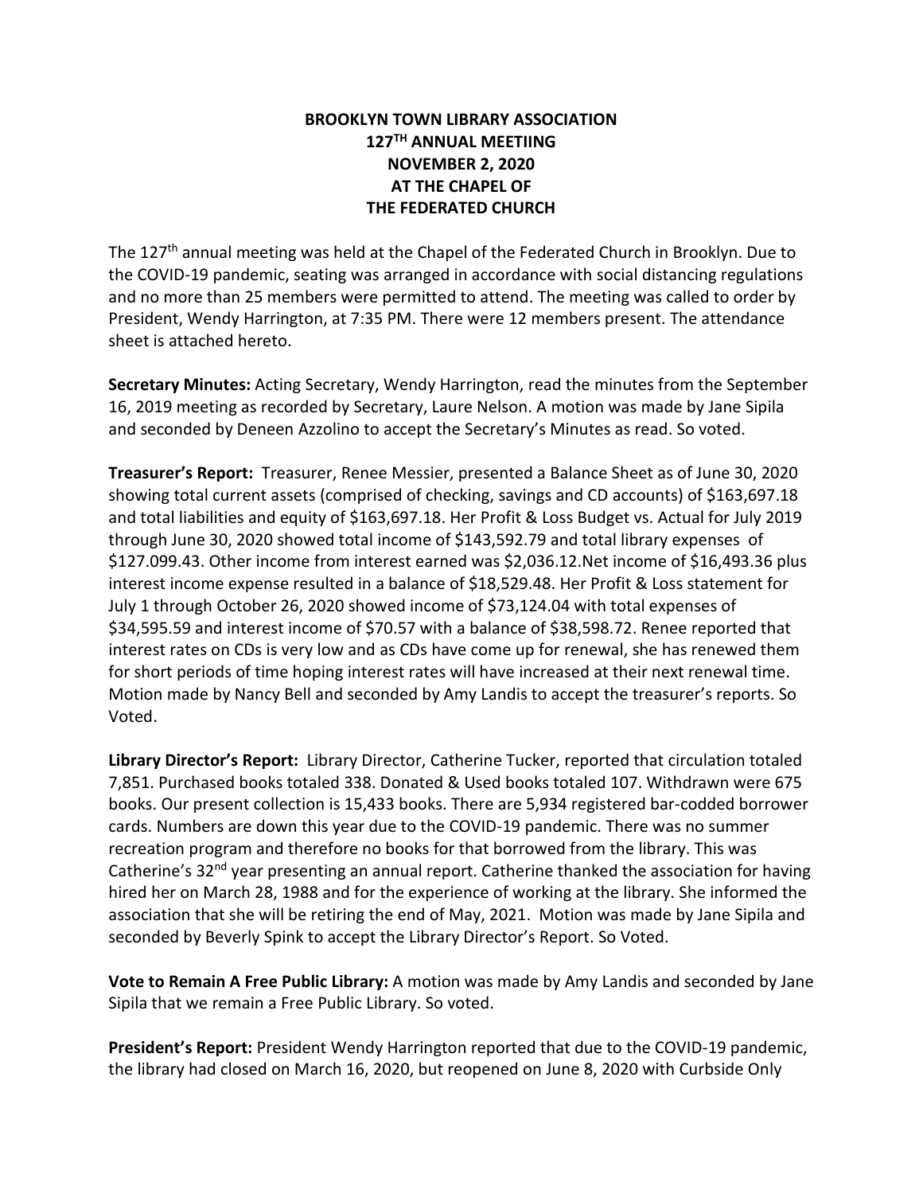# BROOKLYN TOWN LIBRARY ASSOCIATION
# 127TH ANNUAL MEETIING
# NOVEMBER 2, 2020
# AT THE CHAPEL OF
# THE FEDERATED CHURCH

The 127th annual meeting was held at the Chapel of the Federated Church in Brooklyn. Due to the COVID-19 pandemic, seating was arranged in accordance with social distancing regulations and no more than 25 members were permitted to attend. The meeting was called to order by President, Wendy Harrington, at 7:35 PM. There were 12 members present. The attendance sheet is attached hereto.

**Secretary Minutes:** Acting Secretary, Wendy Harrington, read the minutes from the September 16, 2019 meeting as recorded by Secretary, Laure Nelson. A motion was made by Jane Sipila and seconded by Deneen Azzolino to accept the Secretary's Minutes as read. So voted.

**Treasurer's Report:** Treasurer, Renee Messier, presented a Balance Sheet as of June 30, 2020 showing total current assets (comprised of checking, savings and CD accounts) of $163,697.18 and total liabilities and equity of $163,697.18. Her Profit & Loss Budget vs. Actual for July 2019 through June 30, 2020 showed total income of $143,592.79 and total library expenses of $127.099.43. Other income from interest earned was $2,036.12.Net income of $16,493.36 plus interest income expense resulted in a balance of $18,529.48. Her Profit & Loss statement for July 1 through October 26, 2020 showed income of $73,124.04 with total expenses of $34,595.59 and interest income of $70.57 with a balance of $38,598.72. Renee reported that interest rates on CDs is very low and as CDs have come up for renewal, she has renewed them for short periods of time hoping interest rates will have increased at their next renewal time. Motion made by Nancy Bell and seconded by Amy Landis to accept the treasurer's reports. So Voted.

**Library Director's Report:** Library Director, Catherine Tucker, reported that circulation totaled 7,851. Purchased books totaled 338. Donated & Used books totaled 107. Withdrawn were 675 books. Our present collection is 15,433 books. There are 5,934 registered bar-codded borrower cards. Numbers are down this year due to the COVID-19 pandemic. There was no summer recreation program and therefore no books for that borrowed from the library. This was Catherine's 32nd year presenting an annual report. Catherine thanked the association for having hired her on March 28, 1988 and for the experience of working at the library. She informed the association that she will be retiring the end of May, 2021. Motion was made by Jane Sipila and seconded by Beverly Spink to accept the Library Director's Report. So Voted.

**Vote to Remain A Free Public Library:** A motion was made by Amy Landis and seconded by Jane Sipila that we remain a Free Public Library. So voted.

**President's Report:** President Wendy Harrington reported that due to the COVID-19 pandemic, the library had closed on March 16, 2020, but reopened on June 8, 2020 with Curbside Only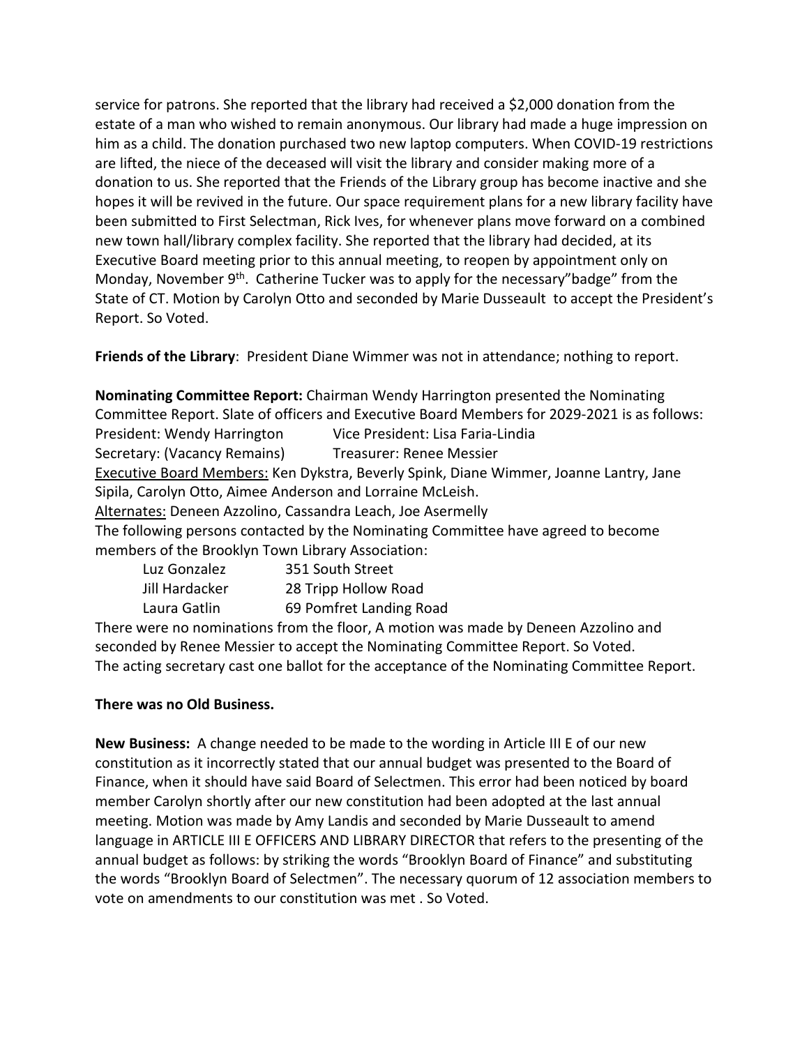service for patrons. She reported that the library had received a $2,000 donation from the estate of a man who wished to remain anonymous. Our library had made a huge impression on him as a child. The donation purchased two new laptop computers. When COVID-19 restrictions are lifted, the niece of the deceased will visit the library and consider making more of a donation to us. She reported that the Friends of the Library group has become inactive and she hopes it will be revived in the future. Our space requirement plans for a new library facility have been submitted to First Selectman, Rick Ives, for whenever plans move forward on a combined new town hall/library complex facility. She reported that the library had decided, at its Executive Board meeting prior to this annual meeting, to reopen by appointment only on Monday, November 9th. Catherine Tucker was to apply for the necessary"badge" from the State of CT. Motion by Carolyn Otto and seconded by Marie Dusseault to accept the President's Report. So Voted.

**Friends of the Library**: President Diane Wimmer was not in attendance; nothing to report.

**Nominating Committee Report:** Chairman Wendy Harrington presented the Nominating Committee Report. Slate of officers and Executive Board Members for 2029-2021 is as follows:

President: Wendy Harrington     Vice President: Lisa Faria-Lindia
Secretary: (Vacancy Remains)     Treasurer: Renee Messier

Executive Board Members: Ken Dykstra, Beverly Spink, Diane Wimmer, Joanne Lantry, Jane Sipila, Carolyn Otto, Aimee Anderson and Lorraine McLeish.

Alternates: Deneen Azzolino, Cassandra Leach, Joe Asermelly

The following persons contacted by the Nominating Committee have agreed to become members of the Brooklyn Town Library Association:

| | |
|---|---|
| Luz Gonzalez | 351 South Street |
| Jill Hardacker | 28 Tripp Hollow Road |
| Laura Gatlin | 69 Pomfret Landing Road |

There were no nominations from the floor, A motion was made by Deneen Azzolino and seconded by Renee Messier to accept the Nominating Committee Report. So Voted. The acting secretary cast one ballot for the acceptance of the Nominating Committee Report.

**There was no Old Business.**

**New Business:** A change needed to be made to the wording in Article III E of our new constitution as it incorrectly stated that our annual budget was presented to the Board of Finance, when it should have said Board of Selectmen. This error had been noticed by board member Carolyn shortly after our new constitution had been adopted at the last annual meeting. Motion was made by Amy Landis and seconded by Marie Dusseault to amend language in ARTICLE III E OFFICERS AND LIBRARY DIRECTOR that refers to the presenting of the annual budget as follows: by striking the words "Brooklyn Board of Finance" and substituting the words "Brooklyn Board of Selectmen". The necessary quorum of 12 association members to vote on amendments to our constitution was met . So Voted.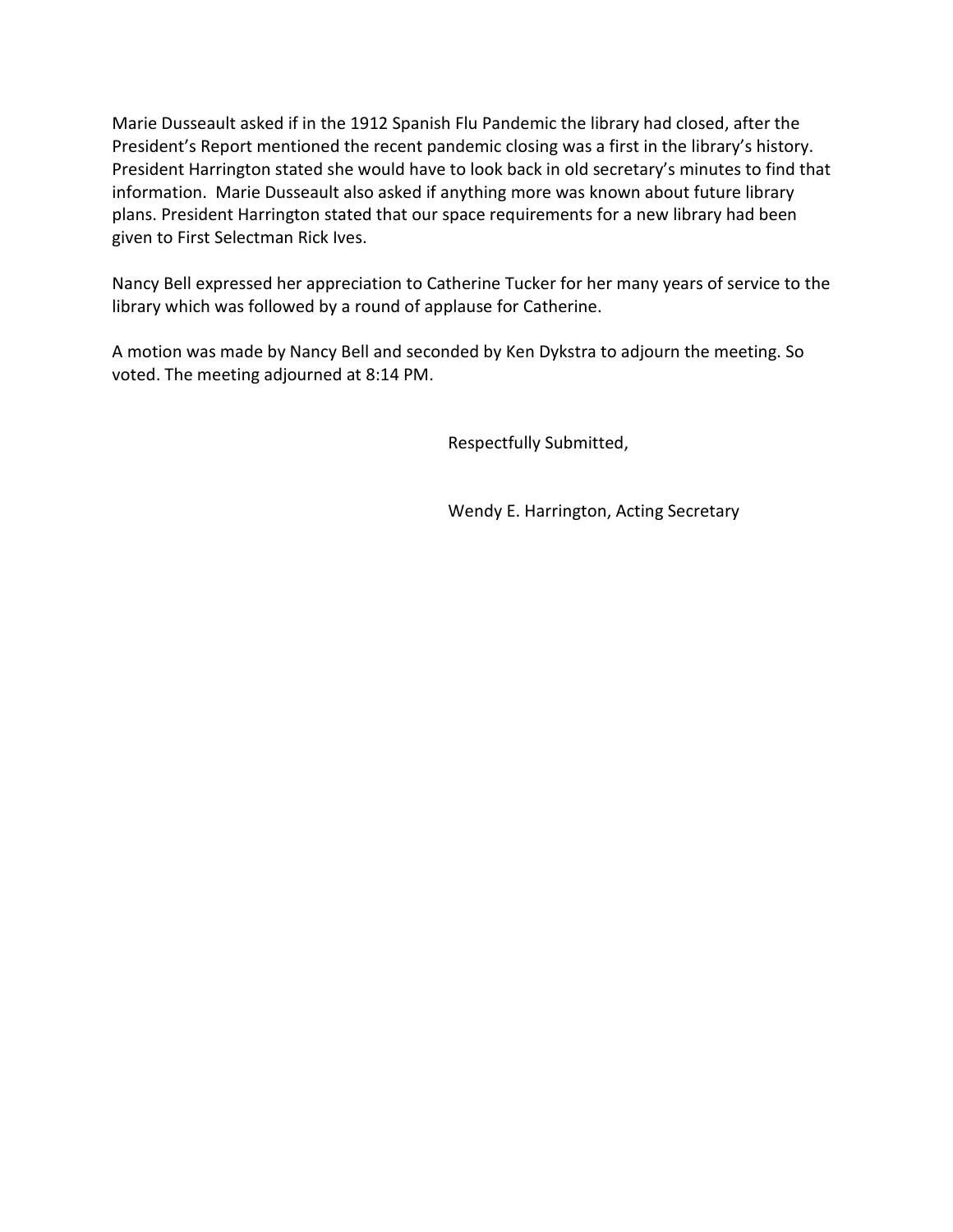Marie Dusseault asked if in the 1912 Spanish Flu Pandemic the library had closed, after the President's Report mentioned the recent pandemic closing was a first in the library's history. President Harrington stated she would have to look back in old secretary's minutes to find that information. Marie Dusseault also asked if anything more was known about future library plans. President Harrington stated that our space requirements for a new library had been given to First Selectman Rick Ives.

Nancy Bell expressed her appreciation to Catherine Tucker for her many years of service to the library which was followed by a round of applause for Catherine.

A motion was made by Nancy Bell and seconded by Ken Dykstra to adjourn the meeting. So voted. The meeting adjourned at 8:14 PM.

Respectfully Submitted,

Wendy E. Harrington, Acting Secretary